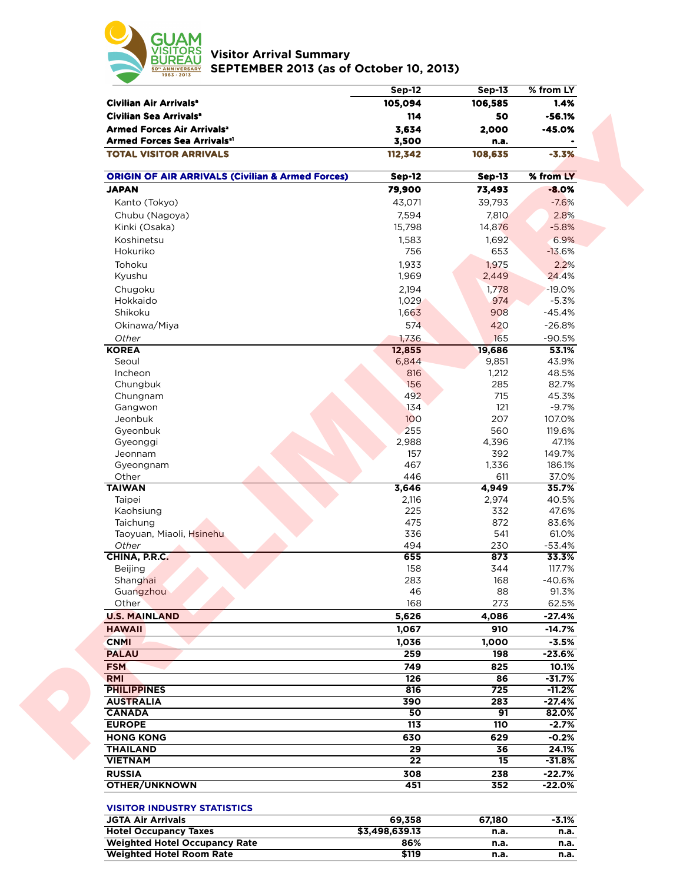# Visitor Arrival Summary
## SEPTEMBER 2013 (as of October 10, 2013)

GUAM VISITORS BUREAU 50th ANNIVERSARY 1963 - 2013

PRELIMINARY

| | Sep-12 | Sep-13 | % from LY |
|---|---|---|---|
| **Civilian Air Arrivals[a]** | **105,094** | **106,585** | **1.4%** |
| **Civilian Sea Arrivals[a]** | **114** | **50** | **-56.1%** |
| **Armed Forces Air Arrivals[a]** | **3,634** | **2,000** | **-45.0%** |
| **Armed Forces Sea Arrivals[a1]** | **3,500** | **n.a.** | **-** |
| **TOTAL VISITOR ARRIVALS** | **112,342** | **108,635** | **-3.3%** |

| ORIGIN OF AIR ARRIVALS (Civilian & Armed Forces) | Sep-12 | Sep-13 | % from LY |
|---|---|---|---|
| **JAPAN** | **79,900** | **73,493** | **-8.0%** |
| Kanto (Tokyo) | 43,071 | 39,793 | -7.6% |
| Chubu (Nagoya) | 7,594 | 7,810 | 2.8% |
| Kinki (Osaka) | 15,798 | 14,876 | -5.8% |
| Koshinetsu | 1,583 | 1,692 | 6.9% |
| Hokuriko | 756 | 653 | -13.6% |
| Tohoku | 1,933 | 1,975 | 2.2% |
| Kyushu | 1,969 | 2,449 | 24.4% |
| Chugoku | 2,194 | 1,778 | -19.0% |
| Hokkaido | 1,029 | 974 | -5.3% |
| Shikoku | 1,663 | 908 | -45.4% |
| Okinawa/Miya | 574 | 420 | -26.8% |
| *Other* | 1,736 | 165 | -90.5% |
| **KOREA** | **12,855** | **19,686** | **53.1%** |
| Seoul | 6,844 | 9,851 | 43.9% |
| Incheon | 816 | 1,212 | 48.5% |
| Chungbuk | 156 | 285 | 82.7% |
| Chungnam | 492 | 715 | 45.3% |
| Gangwon | 134 | 121 | -9.7% |
| Jeonbuk | 100 | 207 | 107.0% |
| Gyeonbuk | 255 | 560 | 119.6% |
| Gyeonggi | 2,988 | 4,396 | 47.1% |
| Jeonnam | 157 | 392 | 149.7% |
| Gyeongnam | 467 | 1,336 | 186.1% |
| Other | 446 | 611 | 37.0% |
| **TAIWAN** | **3,646** | **4,949** | **35.7%** |
| Taipei | 2,116 | 2,974 | 40.5% |
| Kaohsiung | 225 | 332 | 47.6% |
| Taichung | 475 | 872 | 83.6% |
| Taoyuan, Miaoli, Hsinehu | 336 | 541 | 61.0% |
| *Other* | 494 | 230 | -53.4% |
| **CHINA, P.R.C.** | **655** | **873** | **33.3%** |
| Beijing | 158 | 344 | 117.7% |
| Shanghai | 283 | 168 | -40.6% |
| Guangzhou | 46 | 88 | 91.3% |
| Other | 168 | 273 | 62.5% |
| **U.S. MAINLAND** | **5,626** | **4,086** | **-27.4%** |
| **HAWAII** | **1,067** | **910** | **-14.7%** |
| **CNMI** | **1,036** | **1,000** | **-3.5%** |
| **PALAU** | **259** | **198** | **-23.6%** |
| **FSM** | **749** | **825** | **10.1%** |
| **RMI** | **126** | **86** | **-31.7%** |
| **PHILIPPINES** | **816** | **725** | **-11.2%** |
| **AUSTRALIA** | **390** | **283** | **-27.4%** |
| **CANADA** | **50** | **91** | **82.0%** |
| **EUROPE** | **113** | **110** | **-2.7%** |
| **HONG KONG** | **630** | **629** | **-0.2%** |
| **THAILAND** | **29** | **36** | **24.1%** |
| **VIETNAM** | **22** | **15** | **-31.8%** |
| **RUSSIA** | **308** | **238** | **-22.7%** |
| **OTHER/UNKNOWN** | **451** | **352** | **-22.0%** |

### VISITOR INDUSTRY STATISTICS

| | Sep-12 | Sep-13 | % from LY |
|---|---|---|---|
| **JGTA Air Arrivals** | **69,358** | **67,180** | **-3.1%** |
| **Hotel Occupancy Taxes** | **$3,498,639.13** | **n.a.** | **n.a.** |
| **Weighted Hotel Occupancy Rate** | **86%** | **n.a.** | **n.a.** |
| **Weighted Hotel Room Rate** | **$119** | **n.a.** | **n.a.** |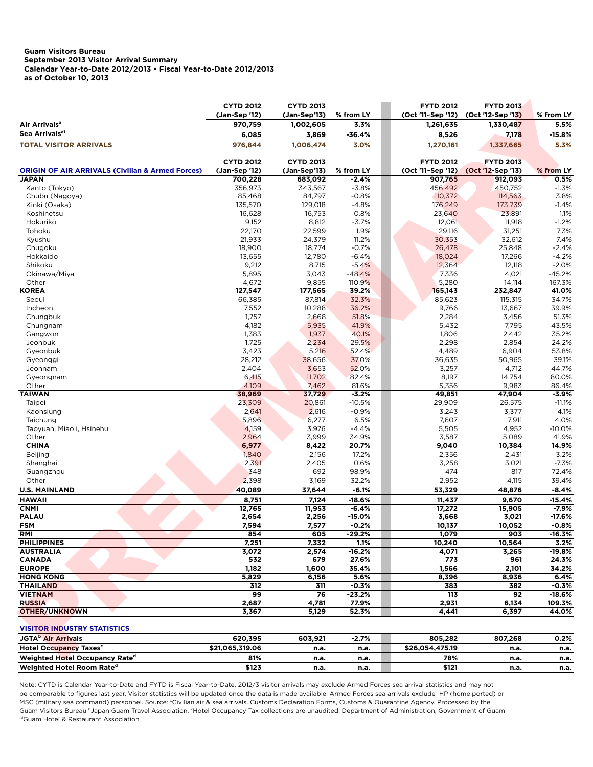**Guam Visitors Bureau**
**September 2013 Visitor Arrival Summary**
**Calendar Year-to-Date 2012/2013 • Fiscal Year-to-Date 2012/2013**
**as of October 10, 2013**

| | CYTD 2012 (Jan-Sep '12) | CYTD 2013 (Jan-Sep'13) | % from LY | FYTD 2012 (Oct '11-Sep '12) | FYTD 2013 (Oct '12-Sep '13) | % from LY |
|---|---|---|---|---|---|---|
| **Air Arrivals[a]** | **970,759** | **1,002,605** | **3.3%** | **1,261,635** | **1,330,487** | **5.5%** |
| **Sea Arrivals[a1]** | **6,085** | **3,869** | **-36.4%** | **8,526** | **7,178** | **-15.8%** |
| **TOTAL VISITOR ARRIVALS** | **976,844** | **1,006,474** | **3.0%** | **1,270,161** | **1,337,665** | **5.3%** |

| ORIGIN OF AIR ARRIVALS (Civilian & Armed Forces) | CYTD 2012 (Jan-Sep '12) | CYTD 2013 (Jan-Sep'13) | % from LY | FYTD 2012 (Oct '11-Sep '12) | FYTD 2013 (Oct '12-Sep '13) | % from LY |
|---|---|---|---|---|---|---|
| **JAPAN** | **700,228** | **683,092** | **-2.4%** | **907,765** | **912,093** | **0.5%** |
| Kanto (Tokyo) | 356,973 | 343,567 | -3.8% | 456,492 | 450,752 | -1.3% |
| Chubu (Nagoya) | 85,468 | 84,797 | -0.8% | 110,372 | 114,563 | 3.8% |
| Kinki (Osaka) | 135,570 | 129,018 | -4.8% | 176,249 | 173,739 | -1.4% |
| Koshinetsu | 16,628 | 16,753 | 0.8% | 23,640 | 23,891 | 1.1% |
| Hokuriko | 9,152 | 8,812 | -3.7% | 12,061 | 11,918 | -1.2% |
| Tohoku | 22,170 | 22,599 | 1.9% | 29,116 | 31,251 | 7.3% |
| Kyushu | 21,933 | 24,379 | 11.2% | 30,353 | 32,612 | 7.4% |
| Chugoku | 18,900 | 18,774 | -0.7% | 26,478 | 25,848 | -2.4% |
| Hokkaido | 13,655 | 12,780 | -6.4% | 18,024 | 17,266 | -4.2% |
| Shikoku | 9,212 | 8,715 | -5.4% | 12,364 | 12,118 | -2.0% |
| Okinawa/Miya | 5,895 | 3,043 | -48.4% | 7,336 | 4,021 | -45.2% |
| Other | 4,672 | 9,855 | 110.9% | 5,280 | 14,114 | 167.3% |
| **KOREA** | **127,547** | **177,565** | **39.2%** | **165,143** | **232,847** | **41.0%** |
| Seoul | 66,385 | 87,814 | 32.3% | 85,623 | 115,315 | 34.7% |
| Incheon | 7,552 | 10,288 | 36.2% | 9,766 | 13,667 | 39.9% |
| Chungbuk | 1,757 | 2,668 | 51.8% | 2,284 | 3,456 | 51.3% |
| Chungnam | 4,182 | 5,935 | 41.9% | 5,432 | 7,795 | 43.5% |
| Gangwon | 1,383 | 1,937 | 40.1% | 1,806 | 2,442 | 35.2% |
| Jeonbuk | 1,725 | 2,234 | 29.5% | 2,298 | 2,854 | 24.2% |
| Gyeonbuk | 3,423 | 5,216 | 52.4% | 4,489 | 6,904 | 53.8% |
| Gyeonggi | 28,212 | 38,656 | 37.0% | 36,635 | 50,965 | 39.1% |
| Jeonnam | 2,404 | 3,653 | 52.0% | 3,257 | 4,712 | 44.7% |
| Gyeongnam | 6,415 | 11,702 | 82.4% | 8,197 | 14,754 | 80.0% |
| Other | 4,109 | 7,462 | 81.6% | 5,356 | 9,983 | 86.4% |
| **TAIWAN** | **38,969** | **37,729** | **-3.2%** | **49,851** | **47,904** | **-3.9%** |
| Taipei | 23,309 | 20,861 | -10.5% | 29,909 | 26,575 | -11.1% |
| Kaohsiung | 2,641 | 2,616 | -0.9% | 3,243 | 3,377 | 4.1% |
| Taichung | 5,896 | 6,277 | 6.5% | 7,607 | 7,911 | 4.0% |
| Taoyuan, Miaoli, Hsinehu | 4,159 | 3,976 | -4.4% | 5,505 | 4,952 | -10.0% |
| Other | 2,964 | 3,999 | 34.9% | 3,587 | 5,089 | 41.9% |
| **CHINA** | **6,977** | **8,422** | **20.7%** | **9,040** | **10,384** | **14.9%** |
| Beijing | 1,840 | 2,156 | 17.2% | 2,356 | 2,431 | 3.2% |
| Shanghai | 2,391 | 2,405 | 0.6% | 3,258 | 3,021 | -7.3% |
| Guangzhou | 348 | 692 | 98.9% | 474 | 817 | 72.4% |
| Other | 2,398 | 3,169 | 32.2% | 2,952 | 4,115 | 39.4% |
| **U.S. MAINLAND** | **40,089** | **37,644** | **-6.1%** | **53,329** | **48,876** | **-8.4%** |
| **HAWAII** | **8,751** | **7,124** | **-18.6%** | **11,437** | **9,670** | **-15.4%** |
| **CNMI** | **12,765** | **11,953** | **-6.4%** | **17,272** | **15,905** | **-7.9%** |
| **PALAU** | **2,654** | **2,256** | **-15.0%** | **3,668** | **3,021** | **-17.6%** |
| **FSM** | **7,594** | **7,577** | **-0.2%** | **10,137** | **10,052** | **-0.8%** |
| **RMI** | **854** | **605** | **-29.2%** | **1,079** | **903** | **-16.3%** |
| **PHILIPPINES** | **7,251** | **7,332** | **1.1%** | **10,240** | **10,564** | **3.2%** |
| **AUSTRALIA** | **3,072** | **2,574** | **-16.2%** | **4,071** | **3,265** | **-19.8%** |
| **CANADA** | **532** | **679** | **27.6%** | **773** | **961** | **24.3%** |
| **EUROPE** | **1,182** | **1,600** | **35.4%** | **1,566** | **2,101** | **34.2%** |
| **HONG KONG** | **5,829** | **6,156** | **5.6%** | **8,396** | **8,936** | **6.4%** |
| **THAILAND** | **312** | **311** | **-0.3%** | **383** | **382** | **-0.3%** |
| **VIETNAM** | **99** | **76** | **-23.2%** | **113** | **92** | **-18.6%** |
| **RUSSIA** | **2,687** | **4,781** | **77.9%** | **2,931** | **6,134** | **109.3%** |
| **OTHER/UNKNOWN** | **3,367** | **5,129** | **52.3%** | **4,441** | **6,397** | **44.0%** |

| VISITOR INDUSTRY STATISTICS | CYTD 2012 | CYTD 2013 | % from LY | FYTD 2012 | FYTD 2013 | % from LY |
|---|---|---|---|---|---|---|
| **JGTA[b] Air Arrivals** | **620,395** | **603,921** | **-2.7%** | **805,282** | **807,268** | **0.2%** |
| **Hotel Occupancy Taxes[c]** | **$21,065,319.06** | **n.a.** | **n.a.** | **$26,054,475.19** | **n.a.** | **n.a.** |
| **Weighted Hotel Occupancy Rate[d]** | **81%** | **n.a.** | **n.a.** | **78%** | **n.a.** | **n.a.** |
| **Weighted Hotel Room Rate[d]** | **$123** | **n.a.** | **n.a.** | **$121** | **n.a.** | **n.a.** |

Note: CYTD is Calendar Year-to-Date and FYTD is Fiscal Year-to-Date. 2012/3 visitor arrivals may exclude Armed Forces sea arrival statistics and may not be comparable to figures last year. Visitor statistics will be updated once the data is made available. Armed Forces sea arrivals exclude HP (home ported) or MSC (military sea command) personnel. Source: [a]Civilian air & sea arrivals. Customs Declaration Forms, Customs & Quarantine Agency. Processed by the Guam Visitors Bureau [b]Japan Guam Travel Association, [c]Hotel Occupancy Tax collections are unaudited. Department of Administration, Government of Guam [d]Guam Hotel & Restaurant Association